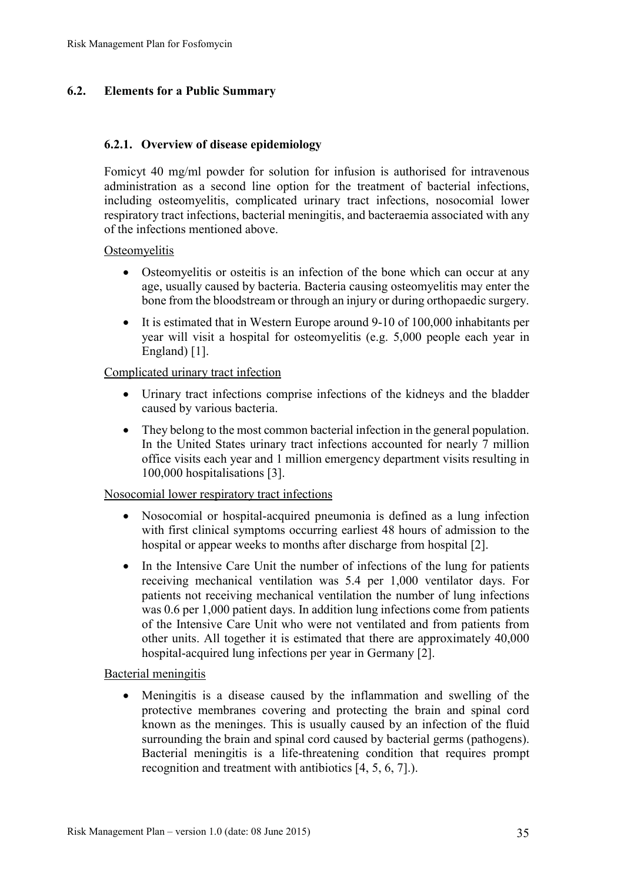## 6.2. Elements for a Public Summary

### 6.2.1. Overview of disease epidemiology

Fomicyt 40 mg/ml powder for solution for infusion is authorised for intravenous administration as a second line option for the treatment of bacterial infections, including osteomyelitis, complicated urinary tract infections, nosocomial lower respiratory tract infections, bacterial meningitis, and bacteraemia associated with any of the infections mentioned above.

Osteomyelitis

- Osteomyelitis or osteitis is an infection of the bone which can occur at any age, usually caused by bacteria. Bacteria causing osteomyelitis may enter the bone from the bloodstream or through an injury or during orthopaedic surgery.
- It is estimated that in Western Europe around 9-10 of 100,000 inhabitants per year will visit a hospital for osteomyelitis (e.g. 5,000 people each year in England) [1].

Complicated urinary tract infection

- Urinary tract infections comprise infections of the kidneys and the bladder caused by various bacteria.
- They belong to the most common bacterial infection in the general population. In the United States urinary tract infections accounted for nearly 7 million office visits each year and 1 million emergency department visits resulting in 100,000 hospitalisations [3].

Nosocomial lower respiratory tract infections

- Nosocomial or hospital-acquired pneumonia is defined as a lung infection with first clinical symptoms occurring earliest 48 hours of admission to the hospital or appear weeks to months after discharge from hospital [2].
- In the Intensive Care Unit the number of infections of the lung for patients receiving mechanical ventilation was 5.4 per 1,000 ventilator days. For patients not receiving mechanical ventilation the number of lung infections was 0.6 per 1,000 patient days. In addition lung infections come from patients of the Intensive Care Unit who were not ventilated and from patients from other units. All together it is estimated that there are approximately 40,000 hospital-acquired lung infections per year in Germany [2].

Bacterial meningitis

- Meningitis is a disease caused by the inflammation and swelling of the protective membranes covering and protecting the brain and spinal cord known as the meninges. This is usually caused by an infection of the fluid surrounding the brain and spinal cord caused by bacterial germs (pathogens). Bacterial meningitis is a life-threatening condition that requires prompt recognition and treatment with antibiotics [4, 5, 6, 7].).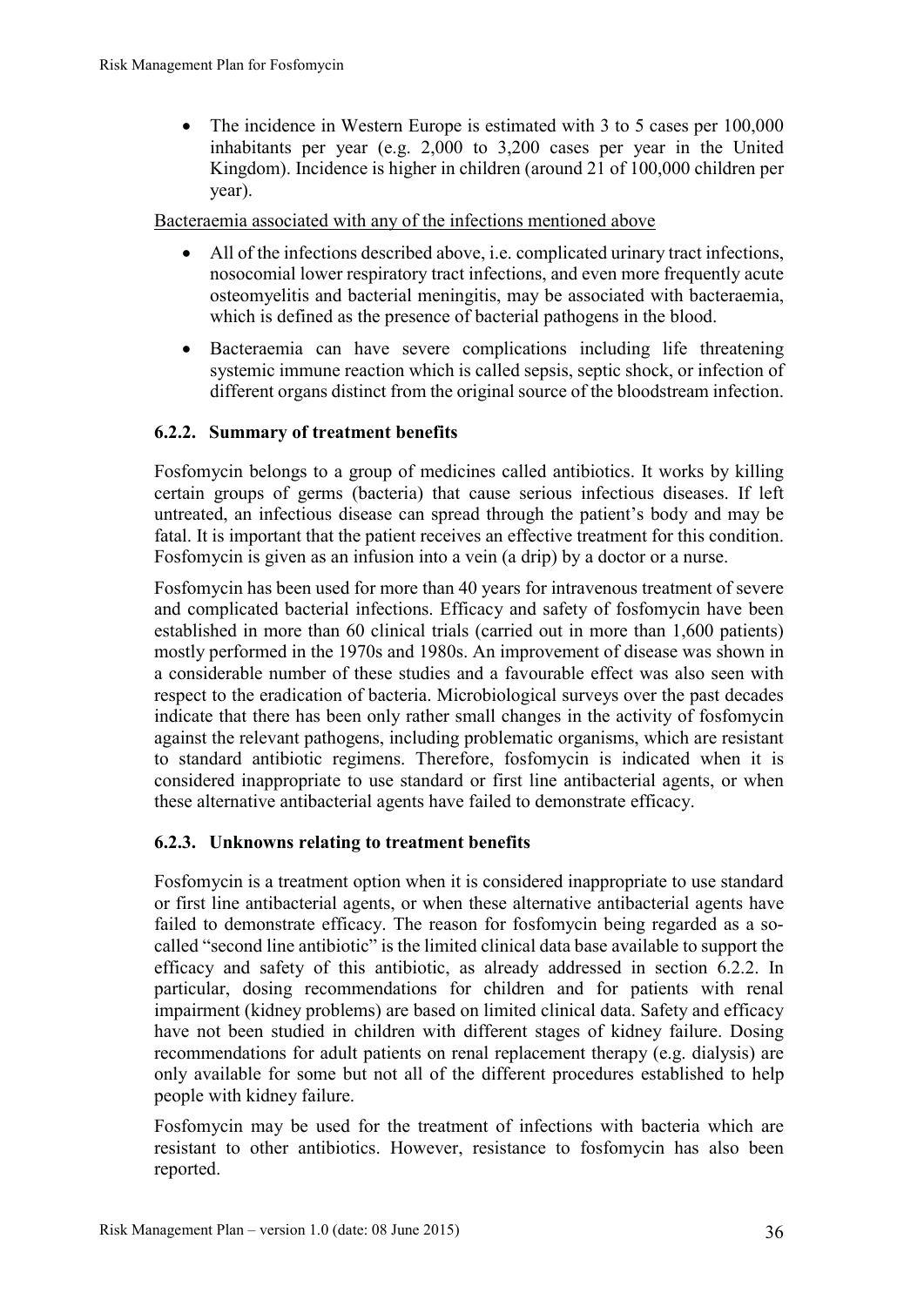- The incidence in Western Europe is estimated with 3 to 5 cases per 100,000 inhabitants per year (e.g. 2,000 to 3,200 cases per year in the United Kingdom). Incidence is higher in children (around 21 of 100,000 children per year).

Bacteraemia associated with any of the infections mentioned above

- All of the infections described above, i.e. complicated urinary tract infections, nosocomial lower respiratory tract infections, and even more frequently acute osteomyelitis and bacterial meningitis, may be associated with bacteraemia, which is defined as the presence of bacterial pathogens in the blood.
- Bacteraemia can have severe complications including life threatening systemic immune reaction which is called sepsis, septic shock, or infection of different organs distinct from the original source of the bloodstream infection.

### 6.2.2. Summary of treatment benefits

Fosfomycin belongs to a group of medicines called antibiotics. It works by killing certain groups of germs (bacteria) that cause serious infectious diseases. If left untreated, an infectious disease can spread through the patient's body and may be fatal. It is important that the patient receives an effective treatment for this condition. Fosfomycin is given as an infusion into a vein (a drip) by a doctor or a nurse.

Fosfomycin has been used for more than 40 years for intravenous treatment of severe and complicated bacterial infections. Efficacy and safety of fosfomycin have been established in more than 60 clinical trials (carried out in more than 1,600 patients) mostly performed in the 1970s and 1980s. An improvement of disease was shown in a considerable number of these studies and a favourable effect was also seen with respect to the eradication of bacteria. Microbiological surveys over the past decades indicate that there has been only rather small changes in the activity of fosfomycin against the relevant pathogens, including problematic organisms, which are resistant to standard antibiotic regimens. Therefore, fosfomycin is indicated when it is considered inappropriate to use standard or first line antibacterial agents, or when these alternative antibacterial agents have failed to demonstrate efficacy.

### 6.2.3. Unknowns relating to treatment benefits

Fosfomycin is a treatment option when it is considered inappropriate to use standard or first line antibacterial agents, or when these alternative antibacterial agents have failed to demonstrate efficacy. The reason for fosfomycin being regarded as a so-called "second line antibiotic" is the limited clinical data base available to support the efficacy and safety of this antibiotic, as already addressed in section 6.2.2. In particular, dosing recommendations for children and for patients with renal impairment (kidney problems) are based on limited clinical data. Safety and efficacy have not been studied in children with different stages of kidney failure. Dosing recommendations for adult patients on renal replacement therapy (e.g. dialysis) are only available for some but not all of the different procedures established to help people with kidney failure.

Fosfomycin may be used for the treatment of infections with bacteria which are resistant to other antibiotics. However, resistance to fosfomycin has also been reported.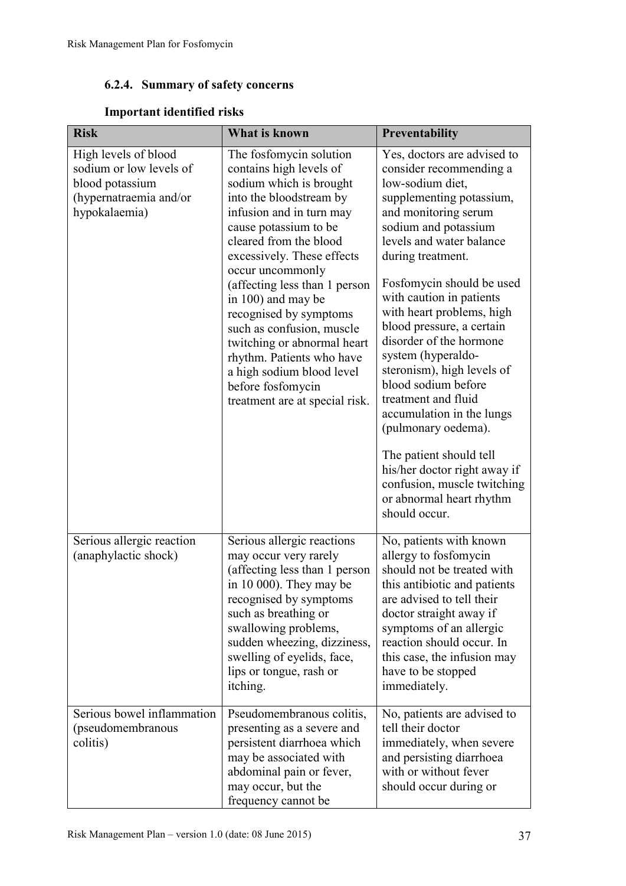### 6.2.4. Summary of safety concerns

**Important identified risks**

| Risk | What is known | Preventability |
|---|---|---|
| High levels of blood sodium or low levels of blood potassium (hypernatraemia and/or hypokalaemia) | The fosfomycin solution contains high levels of sodium which is brought into the bloodstream by infusion and in turn may cause potassium to be cleared from the blood excessively. These effects occur uncommonly (affecting less than 1 person in 100) and may be recognised by symptoms such as confusion, muscle twitching or abnormal heart rhythm. Patients who have a high sodium blood level before fosfomycin treatment are at special risk. | Yes, doctors are advised to consider recommending a low-sodium diet, supplementing potassium, and monitoring serum sodium and potassium levels and water balance during treatment.<br><br>Fosfomycin should be used with caution in patients with heart problems, high blood pressure, a certain disorder of the hormone system (hyperaldo-steronism), high levels of blood sodium before treatment and fluid accumulation in the lungs (pulmonary oedema).<br><br>The patient should tell his/her doctor right away if confusion, muscle twitching or abnormal heart rhythm should occur. |
| Serious allergic reaction (anaphylactic shock) | Serious allergic reactions may occur very rarely (affecting less than 1 person in 10 000). They may be recognised by symptoms such as breathing or swallowing problems, sudden wheezing, dizziness, swelling of eyelids, face, lips or tongue, rash or itching. | No, patients with known allergy to fosfomycin should not be treated with this antibiotic and patients are advised to tell their doctor straight away if symptoms of an allergic reaction should occur. In this case, the infusion may have to be stopped immediately. |
| Serious bowel inflammation (pseudomembranous colitis) | Pseudomembranous colitis, presenting as a severe and persistent diarrhoea which may be associated with abdominal pain or fever, may occur, but the frequency cannot be | No, patients are advised to tell their doctor immediately, when severe and persisting diarrhoea with or without fever should occur during or |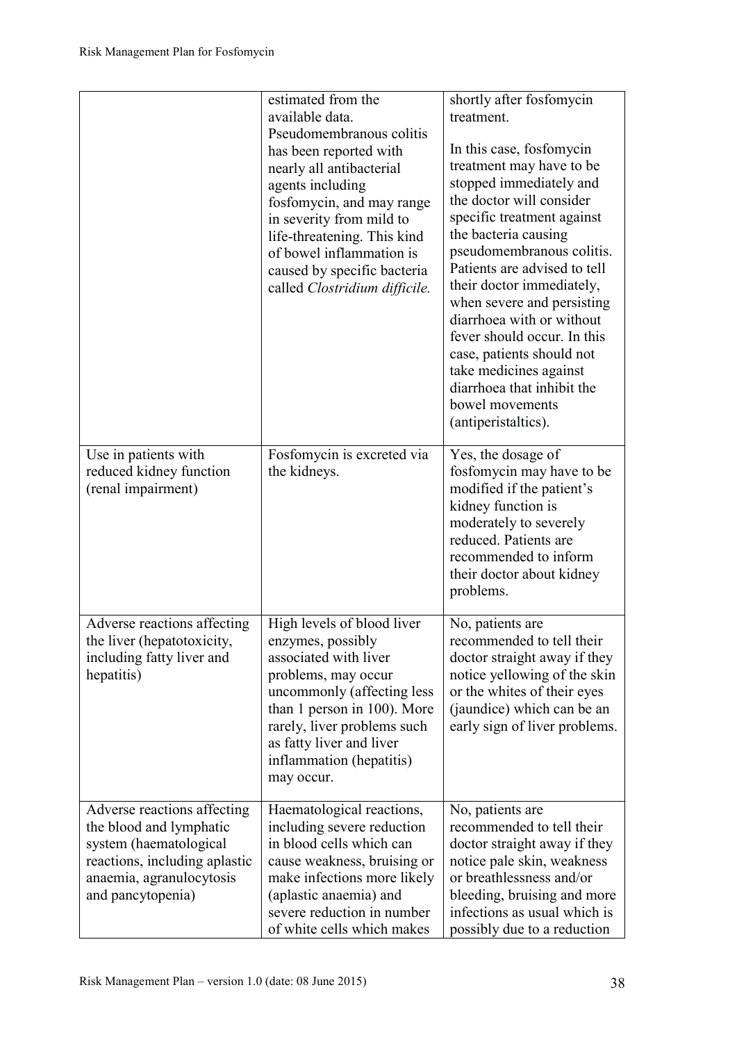| | | |
|---|---|---|
| | estimated from the available data. Pseudomembranous colitis has been reported with nearly all antibacterial agents including fosfomycin, and may range in severity from mild to life-threatening. This kind of bowel inflammation is caused by specific bacteria called *Clostridium difficile.* | shortly after fosfomycin treatment.<br><br>In this case, fosfomycin treatment may have to be stopped immediately and the doctor will consider specific treatment against the bacteria causing pseudomembranous colitis. Patients are advised to tell their doctor immediately, when severe and persisting diarrhoea with or without fever should occur. In this case, patients should not take medicines against diarrhoea that inhibit the bowel movements (antiperistaltics). |
| Use in patients with reduced kidney function (renal impairment) | Fosfomycin is excreted via the kidneys. | Yes, the dosage of fosfomycin may have to be modified if the patient's kidney function is moderately to severely reduced. Patients are recommended to inform their doctor about kidney problems. |
| Adverse reactions affecting the liver (hepatotoxicity, including fatty liver and hepatitis) | High levels of blood liver enzymes, possibly associated with liver problems, may occur uncommonly (affecting less than 1 person in 100). More rarely, liver problems such as fatty liver and liver inflammation (hepatitis) may occur. | No, patients are recommended to tell their doctor straight away if they notice yellowing of the skin or the whites of their eyes (jaundice) which can be an early sign of liver problems. |
| Adverse reactions affecting the blood and lymphatic system (haematological reactions, including aplastic anaemia, agranulocytosis and pancytopenia) | Haematological reactions, including severe reduction in blood cells which can cause weakness, bruising or make infections more likely (aplastic anaemia) and severe reduction in number of white cells which makes | No, patients are recommended to tell their doctor straight away if they notice pale skin, weakness or breathlessness and/or bleeding, bruising and more infections as usual which is possibly due to a reduction |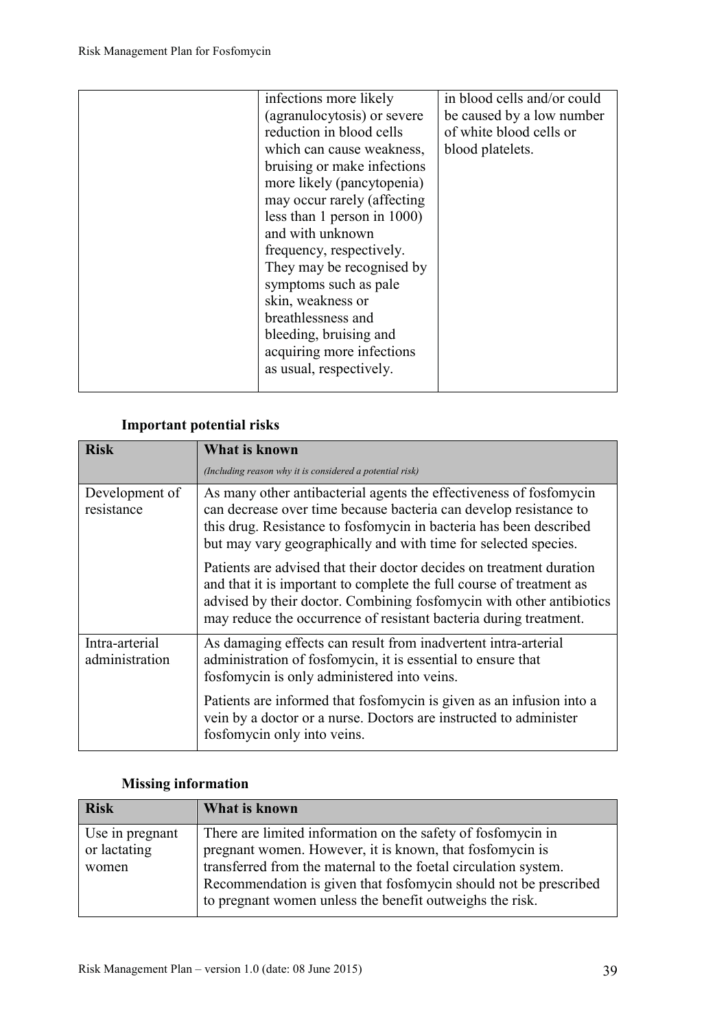| | | |
|---|---|---|
| | infections more likely (agranulocytosis) or severe reduction in blood cells which can cause weakness, bruising or make infections more likely (pancytopenia) may occur rarely (affecting less than 1 person in 1000) and with unknown frequency, respectively. They may be recognised by symptoms such as pale skin, weakness or breathlessness and bleeding, bruising and acquiring more infections as usual, respectively. | in blood cells and/or could be caused by a low number of white blood cells or blood platelets. |

**Important potential risks**

| Risk | What is known<br>*(Including reason why it is considered a potential risk)* |
|---|---|
| Development of resistance | As many other antibacterial agents the effectiveness of fosfomycin can decrease over time because bacteria can develop resistance to this drug. Resistance to fosfomycin in bacteria has been described but may vary geographically and with time for selected species.<br><br>Patients are advised that their doctor decides on treatment duration and that it is important to complete the full course of treatment as advised by their doctor. Combining fosfomycin with other antibiotics may reduce the occurrence of resistant bacteria during treatment. |
| Intra-arterial administration | As damaging effects can result from inadvertent intra-arterial administration of fosfomycin, it is essential to ensure that fosfomycin is only administered into veins.<br><br>Patients are informed that fosfomycin is given as an infusion into a vein by a doctor or a nurse. Doctors are instructed to administer fosfomycin only into veins. |

**Missing information**

| Risk | What is known |
|---|---|
| Use in pregnant or lactating women | There are limited information on the safety of fosfomycin in pregnant women. However, it is known, that fosfomycin is transferred from the maternal to the foetal circulation system. Recommendation is given that fosfomycin should not be prescribed to pregnant women unless the benefit outweighs the risk. |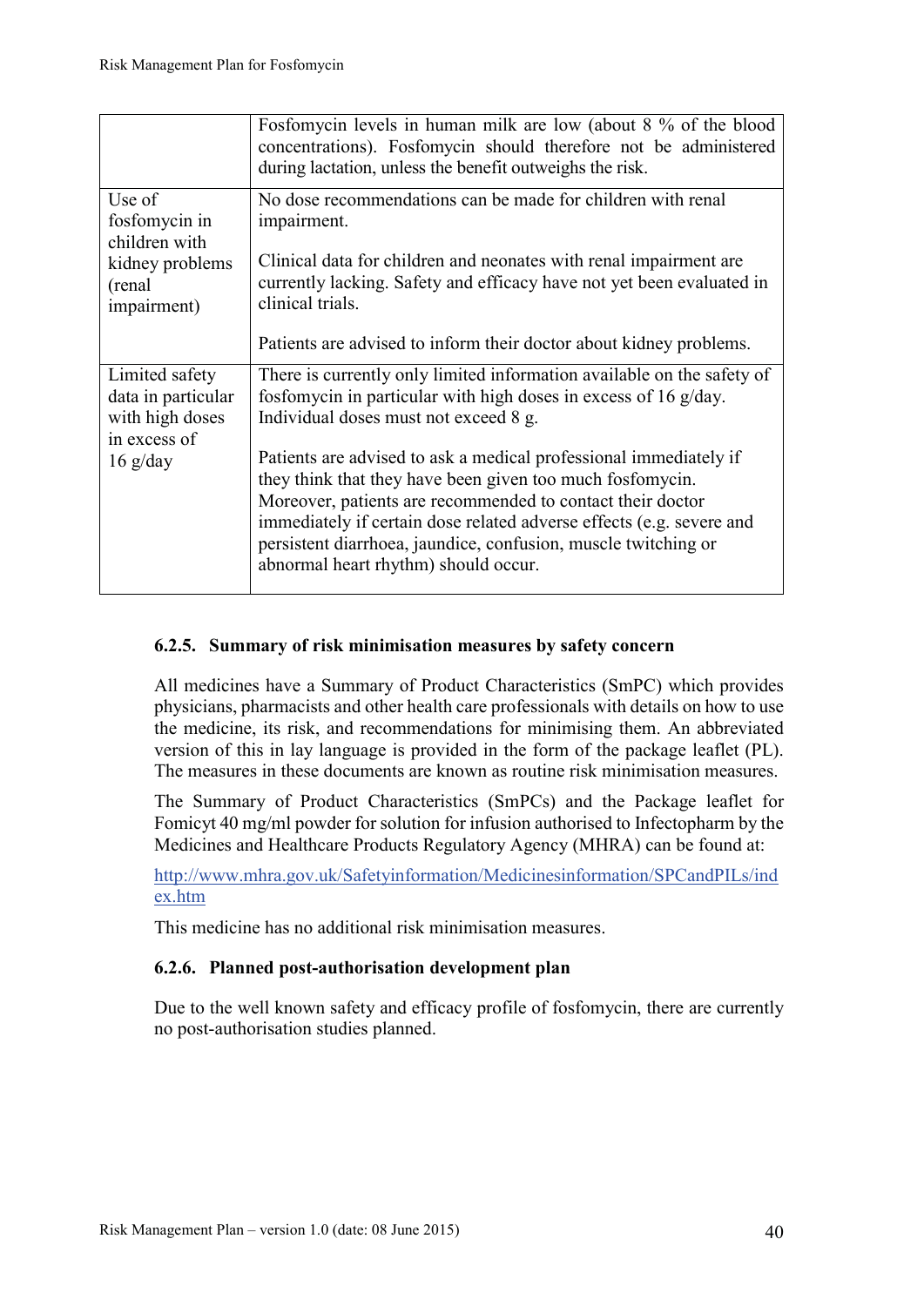| | |
|---|---|
| | Fosfomycin levels in human milk are low (about 8 % of the blood concentrations). Fosfomycin should therefore not be administered during lactation, unless the benefit outweighs the risk. |
| Use of fosfomycin in children with kidney problems (renal impairment) | No dose recommendations can be made for children with renal impairment.<br><br>Clinical data for children and neonates with renal impairment are currently lacking. Safety and efficacy have not yet been evaluated in clinical trials.<br><br>Patients are advised to inform their doctor about kidney problems. |
| Limited safety data in particular with high doses in excess of 16 g/day | There is currently only limited information available on the safety of fosfomycin in particular with high doses in excess of 16 g/day. Individual doses must not exceed 8 g.<br><br>Patients are advised to ask a medical professional immediately if they think that they have been given too much fosfomycin. Moreover, patients are recommended to contact their doctor immediately if certain dose related adverse effects (e.g. severe and persistent diarrhoea, jaundice, confusion, muscle twitching or abnormal heart rhythm) should occur. |

### 6.2.5. Summary of risk minimisation measures by safety concern

All medicines have a Summary of Product Characteristics (SmPC) which provides physicians, pharmacists and other health care professionals with details on how to use the medicine, its risk, and recommendations for minimising them. An abbreviated version of this in lay language is provided in the form of the package leaflet (PL). The measures in these documents are known as routine risk minimisation measures.

The Summary of Product Characteristics (SmPCs) and the Package leaflet for Fomicyt 40 mg/ml powder for solution for infusion authorised to Infectopharm by the Medicines and Healthcare Products Regulatory Agency (MHRA) can be found at:

http://www.mhra.gov.uk/Safetyinformation/Medicinesinformation/SPCandPILs/index.htm

This medicine has no additional risk minimisation measures.

### 6.2.6. Planned post-authorisation development plan

Due to the well known safety and efficacy profile of fosfomycin, there are currently no post-authorisation studies planned.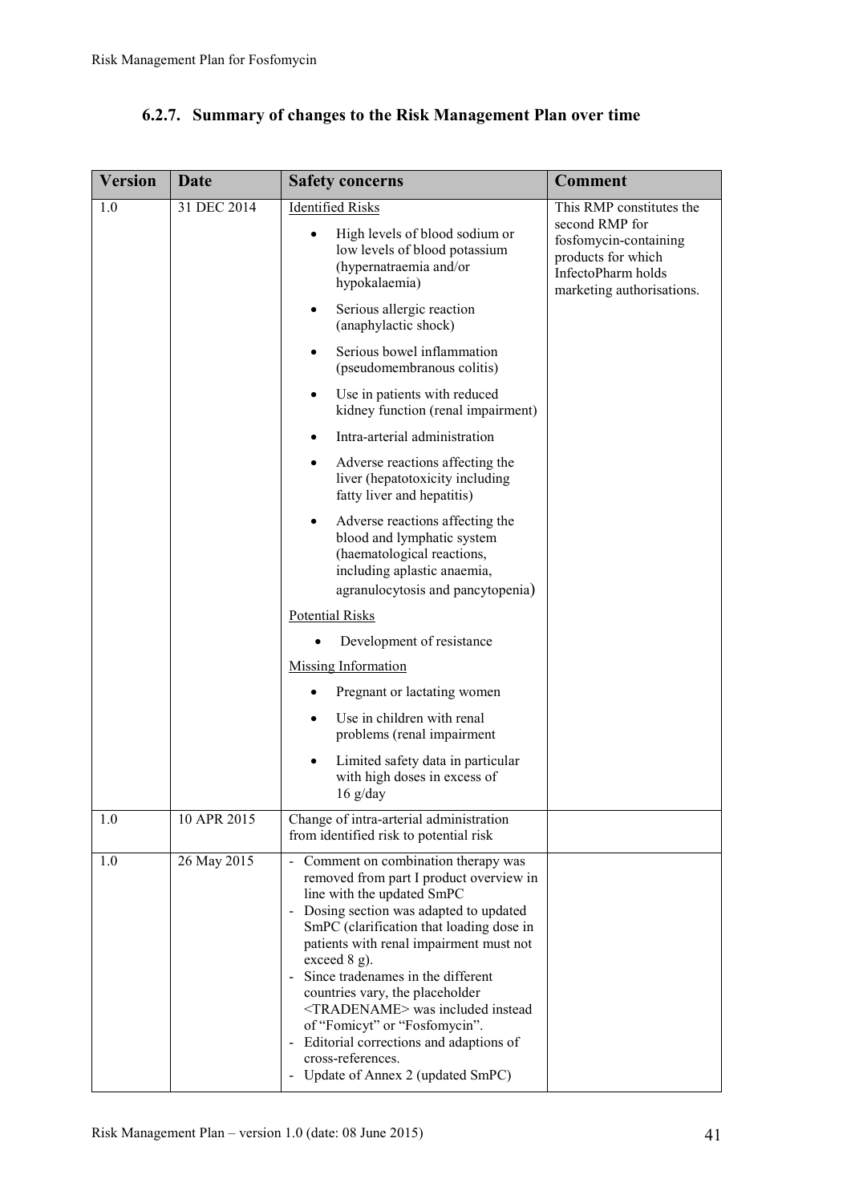### 6.2.7. Summary of changes to the Risk Management Plan over time

| Version | Date | Safety concerns | Comment |
|---|---|---|---|
| 1.0 | 31 DEC 2014 | Identified Risks<br>• High levels of blood sodium or low levels of blood potassium (hypernatraemia and/or hypokalaemia)<br>• Serious allergic reaction (anaphylactic shock)<br>• Serious bowel inflammation (pseudomembranous colitis)<br>• Use in patients with reduced kidney function (renal impairment)<br>• Intra-arterial administration<br>• Adverse reactions affecting the liver (hepatotoxicity including fatty liver and hepatitis)<br>• Adverse reactions affecting the blood and lymphatic system (haematological reactions, including aplastic anaemia, agranulocytosis and pancytopenia)<br>Potential Risks<br>• Development of resistance<br>Missing Information<br>• Pregnant or lactating women<br>• Use in children with renal problems (renal impairment<br>• Limited safety data in particular with high doses in excess of 16 g/day | This RMP constitutes the second RMP for fosfomycin-containing products for which InfectoPharm holds marketing authorisations. |
| 1.0 | 10 APR 2015 | Change of intra-arterial administration from identified risk to potential risk | |
| 1.0 | 26 May 2015 | - Comment on combination therapy was removed from part I product overview in line with the updated SmPC<br>- Dosing section was adapted to updated SmPC (clarification that loading dose in patients with renal impairment must not exceed 8 g).<br>- Since tradenames in the different countries vary, the placeholder <TRADENAME> was included instead of "Fomicyt" or "Fosfomycin".<br>- Editorial corrections and adaptions of cross-references.<br>- Update of Annex 2 (updated SmPC) | |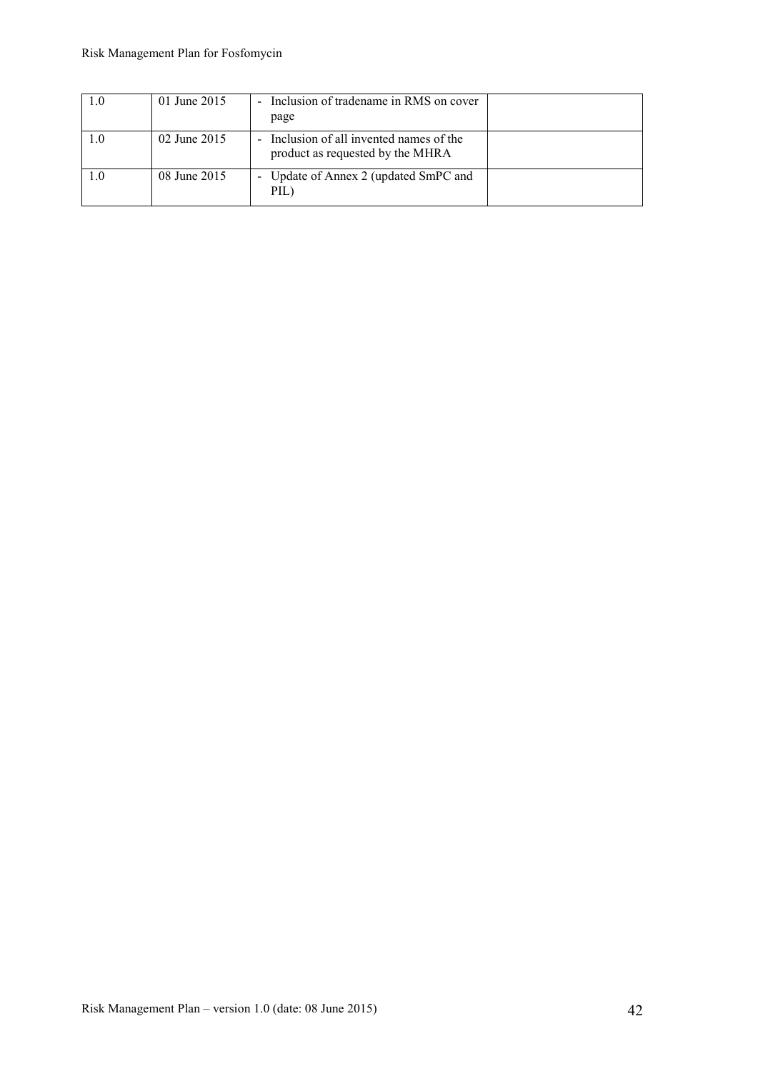| | | | |
|---|---|---|---|
| 1.0 | 01 June 2015 | - Inclusion of tradename in RMS on cover page | |
| 1.0 | 02 June 2015 | - Inclusion of all invented names of the product as requested by the MHRA | |
| 1.0 | 08 June 2015 | - Update of Annex 2 (updated SmPC and PIL) | |